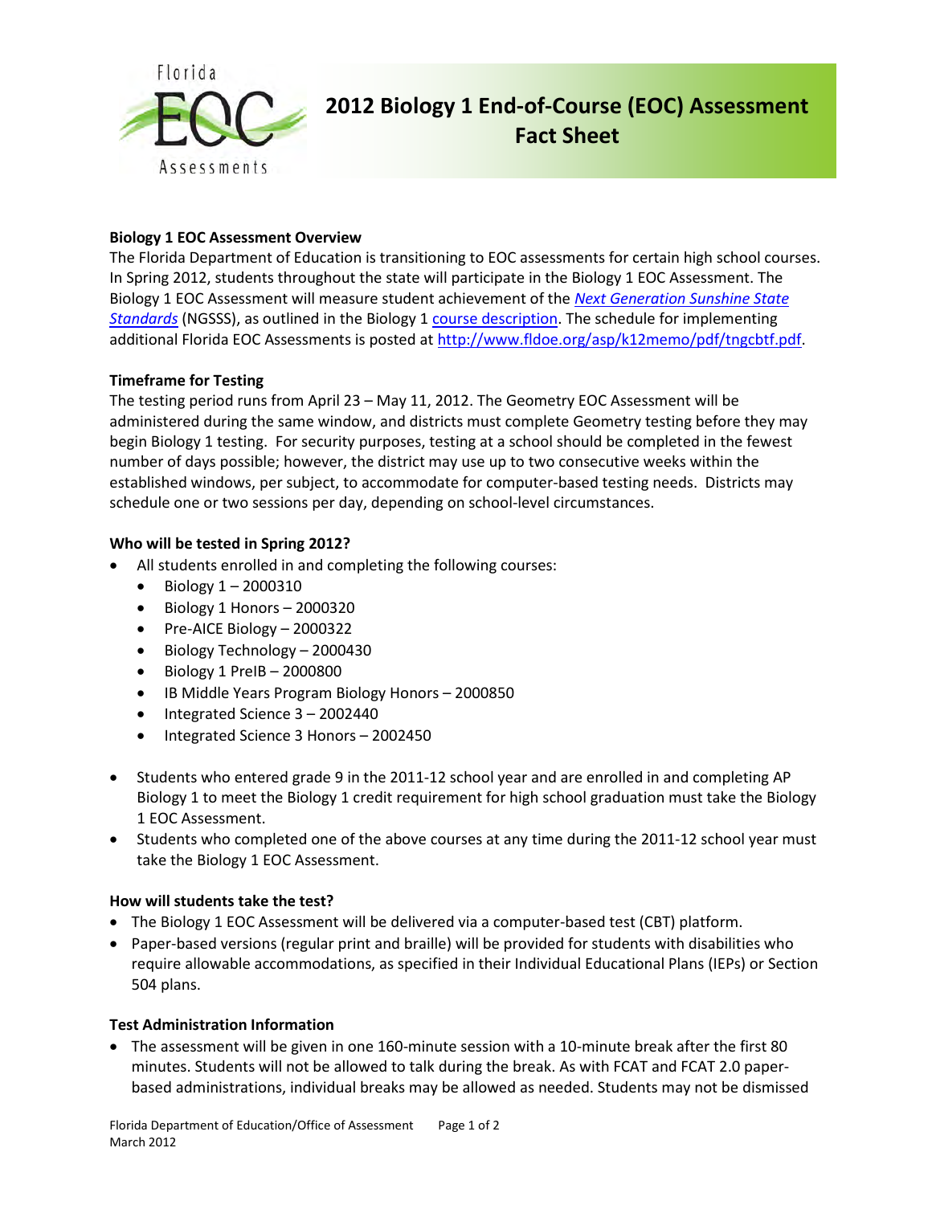Florida EOC Assessments

# 2012 Biology 1 End-of-Course (EOC) Assessment Fact Sheet

**Biology 1 EOC Assessment Overview**

The Florida Department of Education is transitioning to EOC assessments for certain high school courses. In Spring 2012, students throughout the state will participate in the Biology 1 EOC Assessment. The Biology 1 EOC Assessment will measure student achievement of the *Next Generation Sunshine State Standards* (NGSSS), as outlined in the Biology 1 course description. The schedule for implementing additional Florida EOC Assessments is posted at http://www.fldoe.org/asp/k12memo/pdf/tngcbtf.pdf.

**Timeframe for Testing**

The testing period runs from April 23 – May 11, 2012. The Geometry EOC Assessment will be administered during the same window, and districts must complete Geometry testing before they may begin Biology 1 testing. For security purposes, testing at a school should be completed in the fewest number of days possible; however, the district may use up to two consecutive weeks within the established windows, per subject, to accommodate for computer-based testing needs. Districts may schedule one or two sessions per day, depending on school-level circumstances.

**Who will be tested in Spring 2012?**

- All students enrolled in and completing the following courses:
  - Biology 1 – 2000310
  - Biology 1 Honors – 2000320
  - Pre-AICE Biology – 2000322
  - Biology Technology – 2000430
  - Biology 1 PreIB – 2000800
  - IB Middle Years Program Biology Honors – 2000850
  - Integrated Science 3 – 2002440
  - Integrated Science 3 Honors – 2002450
- Students who entered grade 9 in the 2011-12 school year and are enrolled in and completing AP Biology 1 to meet the Biology 1 credit requirement for high school graduation must take the Biology 1 EOC Assessment.
- Students who completed one of the above courses at any time during the 2011-12 school year must take the Biology 1 EOC Assessment.

**How will students take the test?**

- The Biology 1 EOC Assessment will be delivered via a computer-based test (CBT) platform.
- Paper-based versions (regular print and braille) will be provided for students with disabilities who require allowable accommodations, as specified in their Individual Educational Plans (IEPs) or Section 504 plans.

**Test Administration Information**

- The assessment will be given in one 160-minute session with a 10-minute break after the first 80 minutes. Students will not be allowed to talk during the break. As with FCAT and FCAT 2.0 paper-based administrations, individual breaks may be allowed as needed. Students may not be dismissed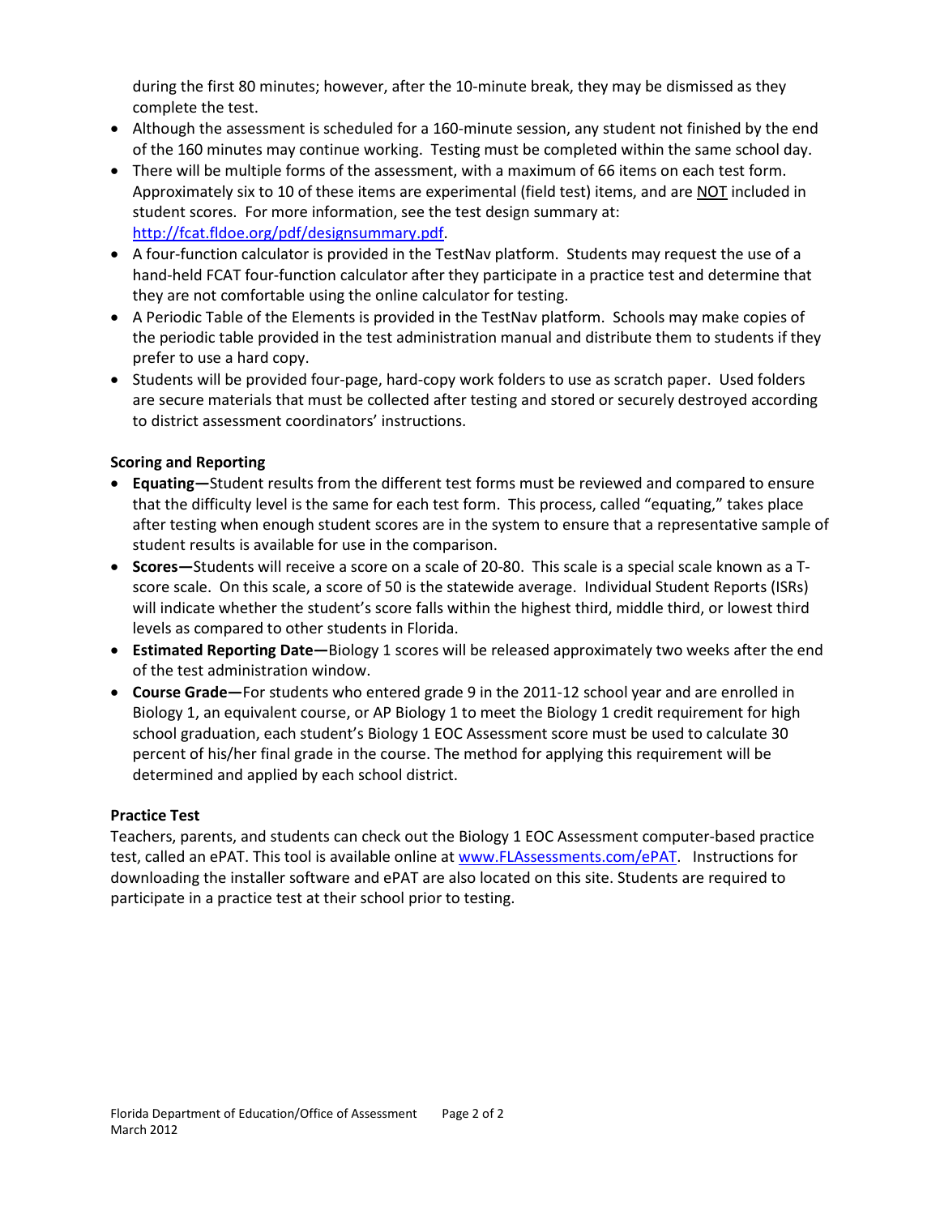during the first 80 minutes; however, after the 10-minute break, they may be dismissed as they complete the test.

- Although the assessment is scheduled for a 160-minute session, any student not finished by the end of the 160 minutes may continue working. Testing must be completed within the same school day.
- There will be multiple forms of the assessment, with a maximum of 66 items on each test form. Approximately six to 10 of these items are experimental (field test) items, and are NOT included in student scores. For more information, see the test design summary at: [http://fcat.fldoe.org/pdf/designsummary.pdf](http://fcat.fldoe.org/pdf/designsummary.pdf).
- A four-function calculator is provided in the TestNav platform. Students may request the use of a hand-held FCAT four-function calculator after they participate in a practice test and determine that they are not comfortable using the online calculator for testing.
- A Periodic Table of the Elements is provided in the TestNav platform. Schools may make copies of the periodic table provided in the test administration manual and distribute them to students if they prefer to use a hard copy.
- Students will be provided four-page, hard-copy work folders to use as scratch paper. Used folders are secure materials that must be collected after testing and stored or securely destroyed according to district assessment coordinators' instructions.

**Scoring and Reporting**

- **Equating—**Student results from the different test forms must be reviewed and compared to ensure that the difficulty level is the same for each test form. This process, called "equating," takes place after testing when enough student scores are in the system to ensure that a representative sample of student results is available for use in the comparison.
- **Scores—**Students will receive a score on a scale of 20-80. This scale is a special scale known as a T-score scale. On this scale, a score of 50 is the statewide average. Individual Student Reports (ISRs) will indicate whether the student's score falls within the highest third, middle third, or lowest third levels as compared to other students in Florida.
- **Estimated Reporting Date—**Biology 1 scores will be released approximately two weeks after the end of the test administration window.
- **Course Grade—**For students who entered grade 9 in the 2011-12 school year and are enrolled in Biology 1, an equivalent course, or AP Biology 1 to meet the Biology 1 credit requirement for high school graduation, each student's Biology 1 EOC Assessment score must be used to calculate 30 percent of his/her final grade in the course. The method for applying this requirement will be determined and applied by each school district.

**Practice Test**

Teachers, parents, and students can check out the Biology 1 EOC Assessment computer-based practice test, called an ePAT. This tool is available online at [www.FLAssessments.com/ePAT](http://www.FLAssessments.com/ePAT). Instructions for downloading the installer software and ePAT are also located on this site. Students are required to participate in a practice test at their school prior to testing.